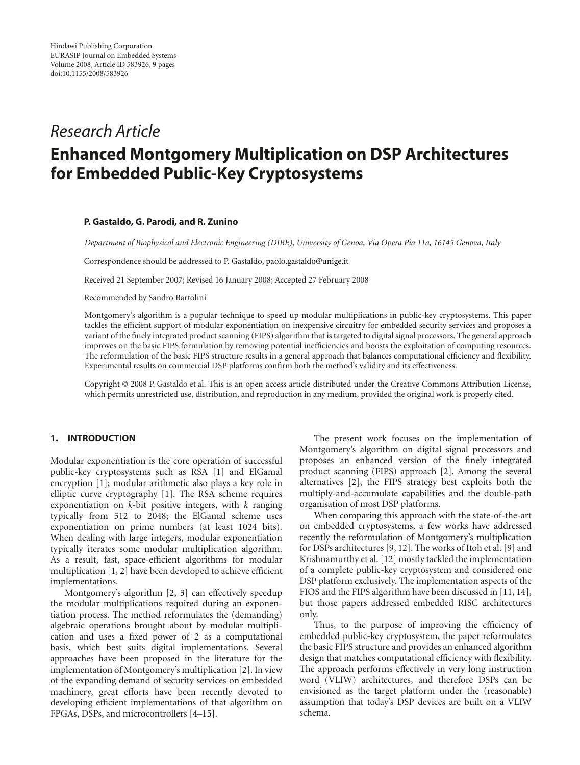Hindawi Publishing Corporation
EURASIP Journal on Embedded Systems
Volume 2008, Article ID 583926, 9 pages
doi:10.1155/2008/583926

*Research Article*

# Enhanced Montgomery Multiplication on DSP Architectures for Embedded Public-Key Cryptosystems

**P. Gastaldo, G. Parodi, and R. Zunino**

*Department of Biophysical and Electronic Engineering (DIBE), University of Genoa, Via Opera Pia 11a, 16145 Genova, Italy*

Correspondence should be addressed to P. Gastaldo, paolo.gastaldo@unige.it

Received 21 September 2007; Revised 16 January 2008; Accepted 27 February 2008

Recommended by Sandro Bartolini

Montgomery's algorithm is a popular technique to speed up modular multiplications in public-key cryptosystems. This paper tackles the efficient support of modular exponentiation on inexpensive circuitry for embedded security services and proposes a variant of the finely integrated product scanning (FIPS) algorithm that is targeted to digital signal processors. The general approach improves on the basic FIPS formulation by removing potential inefficiencies and boosts the exploitation of computing resources. The reformulation of the basic FIPS structure results in a general approach that balances computational efficiency and flexibility. Experimental results on commercial DSP platforms confirm both the method's validity and its effectiveness.

Copyright © 2008 P. Gastaldo et al. This is an open access article distributed under the Creative Commons Attribution License, which permits unrestricted use, distribution, and reproduction in any medium, provided the original work is properly cited.

## 1. INTRODUCTION

Modular exponentiation is the core operation of successful public-key cryptosystems such as RSA [1] and ElGamal encryption [1]; modular arithmetic also plays a key role in elliptic curve cryptography [1]. The RSA scheme requires exponentiation on $k$-bit positive integers, with $k$ ranging typically from 512 to 2048; the ElGamal scheme uses exponentiation on prime numbers (at least 1024 bits). When dealing with large integers, modular exponentiation typically iterates some modular multiplication algorithm. As a result, fast, space-efficient algorithms for modular multiplication [1, 2] have been developed to achieve efficient implementations.

Montgomery's algorithm [2, 3] can effectively speedup the modular multiplications required during an exponentiation process. The method reformulates the (demanding) algebraic operations brought about by modular multiplication and uses a fixed power of 2 as a computational basis, which best suits digital implementations. Several approaches have been proposed in the literature for the implementation of Montgomery's multiplication [2]. In view of the expanding demand of security services on embedded machinery, great efforts have been recently devoted to developing efficient implementations of that algorithm on FPGAs, DSPs, and microcontrollers [4–15].

The present work focuses on the implementation of Montgomery's algorithm on digital signal processors and proposes an enhanced version of the finely integrated product scanning (FIPS) approach [2]. Among the several alternatives [2], the FIPS strategy best exploits both the multiply-and-accumulate capabilities and the double-path organisation of most DSP platforms.

When comparing this approach with the state-of-the-art on embedded cryptosystems, a few works have addressed recently the reformulation of Montgomery's multiplication for DSPs architectures [9, 12]. The works of Itoh et al. [9] and Krishnamurthy et al. [12] mostly tackled the implementation of a complete public-key cryptosystem and considered one DSP platform exclusively. The implementation aspects of the FIOS and the FIPS algorithm have been discussed in [11, 14], but those papers addressed embedded RISC architectures only.

Thus, to the purpose of improving the efficiency of embedded public-key cryptosystem, the paper reformulates the basic FIPS structure and provides an enhanced algorithm design that matches computational efficiency with flexibility. The approach performs effectively in very long instruction word (VLIW) architectures, and therefore DSPs can be envisioned as the target platform under the (reasonable) assumption that today's DSP devices are built on a VLIW schema.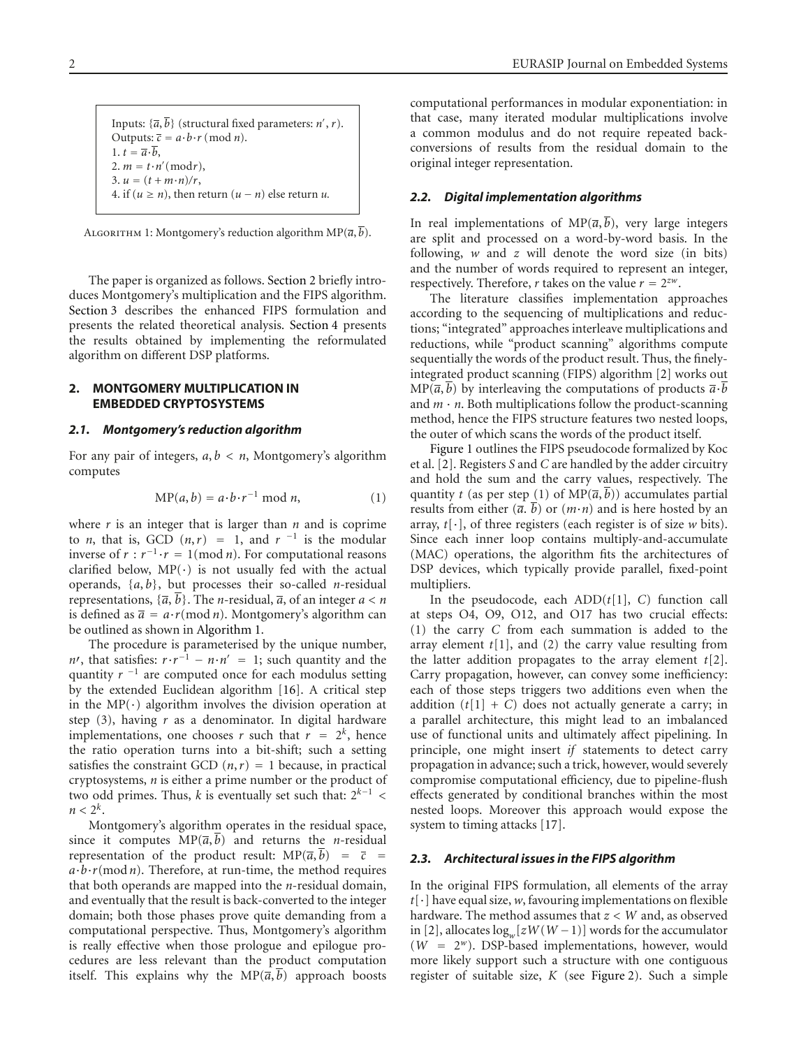Inputs: $\{\overline{a}, \overline{b}\}$ (structural fixed parameters: $n', r$).
Outputs: $\overline{c} = a \cdot b \cdot r \pmod{n}$.
1. $t = \overline{a} \cdot \overline{b}$,
2. $m = t \cdot n' (\bmod r)$,
3. $u = (t + m \cdot n)/r$,
4. if $(u \geq n)$, then return $(u - n)$ else return $u$.

Algorithm 1: Montgomery's reduction algorithm $\mathrm{MP}(\overline{a}, \overline{b})$.

The paper is organized as follows. Section 2 briefly introduces Montgomery's multiplication and the FIPS algorithm. Section 3 describes the enhanced FIPS formulation and presents the related theoretical analysis. Section 4 presents the results obtained by implementing the reformulated algorithm on different DSP platforms.

## 2. MONTGOMERY MULTIPLICATION IN EMBEDDED CRYPTOSYSTEMS

### 2.1. Montgomery's reduction algorithm

For any pair of integers, $a, b < n$, Montgomery's algorithm computes

$$\mathrm{MP}(a, b) = a \cdot b \cdot r^{-1} \bmod n, \tag{1}$$

where $r$ is an integer that is larger than $n$ and is coprime to $n$, that is, GCD $(n, r) = 1$, and $r^{-1}$ is the modular inverse of $r$ : $r^{-1} \cdot r = 1 (\bmod n)$. For computational reasons clarified below, $\mathrm{MP}(\cdot)$ is not usually fed with the actual operands, $\{a, b\}$, but processes their so-called $n$-residual representations, $\{\overline{a}, \overline{b}\}$. The $n$-residual, $\overline{a}$, of an integer $a < n$ is defined as $\overline{a} = a \cdot r (\bmod n)$. Montgomery's algorithm can be outlined as shown in Algorithm 1.

The procedure is parameterised by the unique number, $n'$, that satisfies: $r \cdot r^{-1} - n \cdot n' = 1$; such quantity and the quantity $r^{-1}$ are computed once for each modulus setting by the extended Euclidean algorithm [16]. A critical step in the $\mathrm{MP}(\cdot)$ algorithm involves the division operation at step (3), having $r$ as a denominator. In digital hardware implementations, one chooses $r$ such that $r = 2^k$, hence the ratio operation turns into a bit-shift; such a setting satisfies the constraint GCD $(n, r) = 1$ because, in practical cryptosystems, $n$ is either a prime number or the product of two odd primes. Thus, $k$ is eventually set such that: $2^{k-1} < n < 2^k$.

Montgomery's algorithm operates in the residual space, since it computes $\mathrm{MP}(\overline{a}, \overline{b})$ and returns the $n$-residual representation of the product result: $\mathrm{MP}(\overline{a}, \overline{b}) = \overline{c} = a \cdot b \cdot r (\bmod n)$. Therefore, at run-time, the method requires that both operands are mapped into the $n$-residual domain, and eventually that the result is back-converted to the integer domain; both those phases prove quite demanding from a computational perspective. Thus, Montgomery's algorithm is really effective when those prologue and epilogue procedures are less relevant than the product computation itself. This explains why the $\mathrm{MP}(\overline{a}, \overline{b})$ approach boosts computational performances in modular exponentiation: in that case, many iterated modular multiplications involve a common modulus and do not require repeated back-conversions of results from the residual domain to the original integer representation.

### 2.2. Digital implementation algorithms

In real implementations of $\mathrm{MP}(\overline{a}, \overline{b})$, very large integers are split and processed on a word-by-word basis. In the following, $w$ and $z$ will denote the word size (in bits) and the number of words required to represent an integer, respectively. Therefore, $r$ takes on the value $r = 2^{zw}$.

The literature classifies implementation approaches according to the sequencing of multiplications and reductions; "integrated" approaches interleave multiplications and reductions, while "product scanning" algorithms compute sequentially the words of the product result. Thus, the finely-integrated product scanning (FIPS) algorithm [2] works out $\mathrm{MP}(\overline{a}, \overline{b})$ by interleaving the computations of products $\overline{a} \cdot \overline{b}$ and $m \cdot n$. Both multiplications follow the product-scanning method, hence the FIPS structure features two nested loops, the outer of which scans the words of the product itself.

Figure 1 outlines the FIPS pseudocode formalized by Koc et al. [2]. Registers $S$ and $C$ are handled by the adder circuitry and hold the sum and the carry values, respectively. The quantity $t$ (as per step (1) of $\mathrm{MP}(\overline{a}, \overline{b})$) accumulates partial results from either $(\overline{a}. \overline{b})$ or $(m \cdot n)$ and is here hosted by an array, $t[\cdot]$, of three registers (each register is of size $w$ bits). Since each inner loop contains multiply-and-accumulate (MAC) operations, the algorithm fits the architectures of DSP devices, which typically provide parallel, fixed-point multipliers.

In the pseudocode, each ADD($t[1]$, $C$) function call at steps O4, O9, O12, and O17 has two crucial effects: (1) the carry $C$ from each summation is added to the array element $t[1]$, and (2) the carry value resulting from the latter addition propagates to the array element $t[2]$. Carry propagation, however, can convey some inefficiency: each of those steps triggers two additions even when the addition $(t[1] + C)$ does not actually generate a carry; in a parallel architecture, this might lead to an imbalanced use of functional units and ultimately affect pipelining. In principle, one might insert *if* statements to detect carry propagation in advance; such a trick, however, would severely compromise computational efficiency, due to pipeline-flush effects generated by conditional branches within the most nested loops. Moreover this approach would expose the system to timing attacks [17].

### 2.3. Architectural issues in the FIPS algorithm

In the original FIPS formulation, all elements of the array $t[\cdot]$ have equal size, $w$, favouring implementations on flexible hardware. The method assumes that $z < W$ and, as observed in [2], allocates $\log_w[zW(W-1)]$ words for the accumulator ($W = 2^w$). DSP-based implementations, however, would more likely support such a structure with one contiguous register of suitable size, $K$ (see Figure 2). Such a simple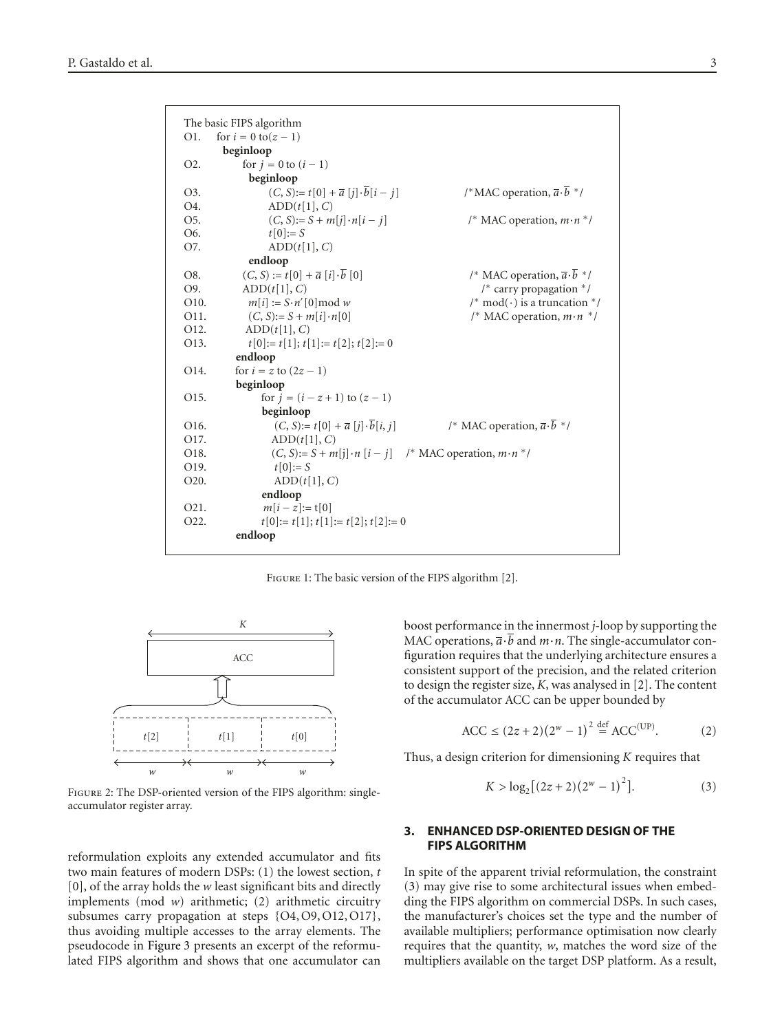```
The basic FIPS algorithm
O1.   for i = 0 to(z − 1)
      beginloop
O2.       for j = 0 to (i − 1)
          beginloop
O3.           (C, S):= t[0] + ā[j]·b̄[i − j]          /*MAC operation, ā·b̄ */
O4.           ADD(t[1], C)
O5.           (C, S):= S + m[j]·n[i − j]             /* MAC operation, m·n */
O6.           t[0]:= S
O7.           ADD(t[1], C)
          endloop
O8.       (C, S) := t[0] + ā[i]·b̄[0]                /* MAC operation, ā·b̄ */
O9.       ADD(t[1], C)                               /* carry propagation */
O10.      m[i] := S·n′[0]mod w                       /* mod(·) is a truncation */
O11.      (C, S):= S + m[i]·n[0]                     /* MAC operation, m·n */
O12.      ADD(t[1], C)
O13.      t[0]:= t[1]; t[1]:= t[2]; t[2]:= 0
      endloop
O14.  for i = z to (2z − 1)
      beginloop
O15.      for j = (i − z + 1) to (z − 1)
          beginloop
O16.          (C, S):= t[0] + ā[j]·b̄[i, j]           /* MAC operation, ā·b̄ */
O17.          ADD(t[1], C)
O18.          (C, S):= S + m[j]·n[i − j]   /* MAC operation, m·n */
O19.          t[0]:= S
O20.          ADD(t[1], C)
          endloop
O21.      m[i − z]:= t[0]
O22.      t[0]:= t[1]; t[1]:= t[2]; t[2]:= 0
      endloop
```

Figure 1: The basic version of the FIPS algorithm [2].

Figure 2: The DSP-oriented version of the FIPS algorithm: single-accumulator register array.

reformulation exploits any extended accumulator and fits two main features of modern DSPs: (1) the lowest section, $t[0]$, of the array holds the $w$ least significant bits and directly implements (mod $w$) arithmetic; (2) arithmetic circuitry subsumes carry propagation at steps {O4, O9, O12, O17}, thus avoiding multiple accesses to the array elements. The pseudocode in Figure 3 presents an excerpt of the reformulated FIPS algorithm and shows that one accumulator can boost performance in the innermost $j$-loop by supporting the MAC operations, $\overline{a}\cdot\overline{b}$ and $m\cdot n$. The single-accumulator configuration requires that the underlying architecture ensures a consistent support of the precision, and the related criterion to design the register size, $K$, was analysed in [2]. The content of the accumulator ACC can be upper bounded by

$$\mathrm{ACC} \leq (2z+2)(2^w-1)^2 \overset{\text{def}}{=} \mathrm{ACC}^{(\mathrm{UP})}. \tag{2}$$

Thus, a design criterion for dimensioning $K$ requires that

$$K > \log_2\left[(2z+2)(2^w-1)^2\right]. \tag{3}$$

## 3. ENHANCED DSP-ORIENTED DESIGN OF THE FIPS ALGORITHM

In spite of the apparent trivial reformulation, the constraint (3) may give rise to some architectural issues when embedding the FIPS algorithm on commercial DSPs. In such cases, the manufacturer's choices set the type and the number of available multipliers; performance optimisation now clearly requires that the quantity, $w$, matches the word size of the multipliers available on the target DSP platform. As a result,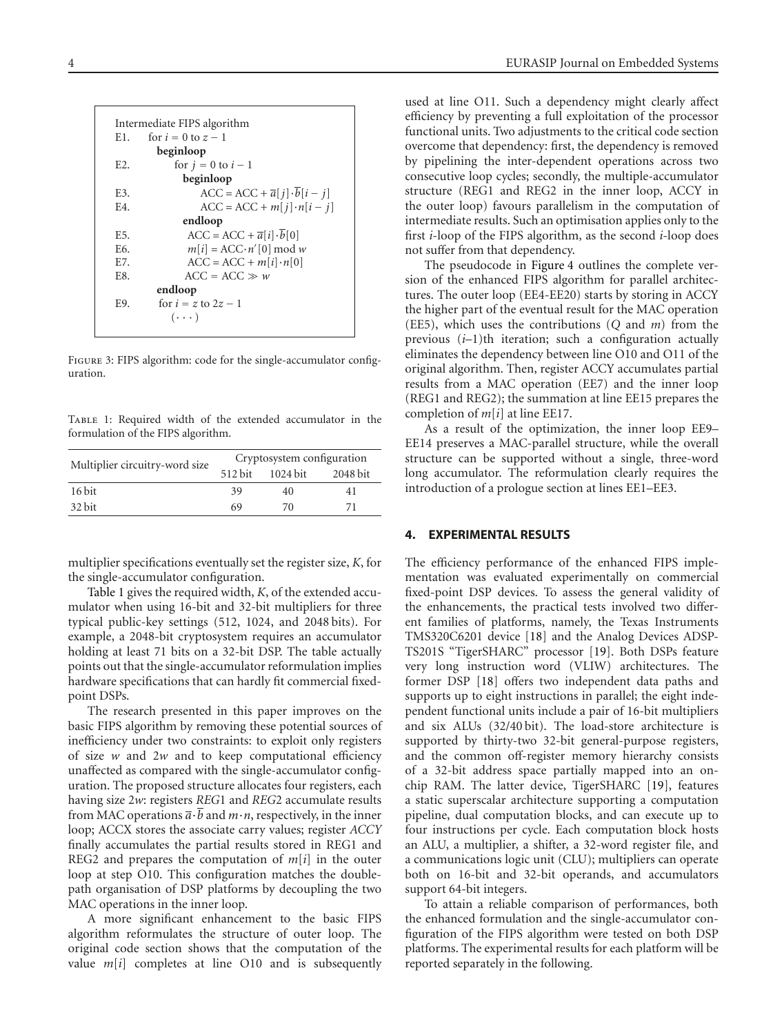```
Intermediate FIPS algorithm
E1.   for i = 0 to z − 1
        beginloop
E2.       for j = 0 to i − 1
            beginloop
E3.           ACC = ACC + ā[j]·b̄[i − j]
E4.           ACC = ACC + m[j]·n[i − j]
            endloop
E5.       ACC = ACC + ā[i]·b̄[0]
E6.       m[i] = ACC·n′[0] mod w
E7.       ACC = ACC + m[i]·n[0]
E8.       ACC = ACC ≫ w
        endloop
E9.   for i = z to 2z − 1
        (· · ·)
```

Figure 3: FIPS algorithm: code for the single-accumulator configuration.

Table 1: Required width of the extended accumulator in the formulation of the FIPS algorithm.

| Multiplier circuitry-word size | Cryptosystem configuration | | |
|---|---|---|---|
| | 512 bit | 1024 bit | 2048 bit |
| 16 bit | 39 | 40 | 41 |
| 32 bit | 69 | 70 | 71 |

multiplier specifications eventually set the register size, $K$, for the single-accumulator configuration.

Table 1 gives the required width, $K$, of the extended accumulator when using 16-bit and 32-bit multipliers for three typical public-key settings (512, 1024, and 2048 bits). For example, a 2048-bit cryptosystem requires an accumulator holding at least 71 bits on a 32-bit DSP. The table actually points out that the single-accumulator reformulation implies hardware specifications that can hardly fit commercial fixed-point DSPs.

The research presented in this paper improves on the basic FIPS algorithm by removing these potential sources of inefficiency under two constraints: to exploit only registers of size $w$ and $2w$ and to keep computational efficiency unaffected as compared with the single-accumulator configuration. The proposed structure allocates four registers, each having size $2w$: registers *REG*1 and *REG*2 accumulate results from MAC operations $\overline{a}\cdot\overline{b}$ and $m\cdot n$, respectively, in the inner loop; ACCX stores the associate carry values; register *ACCY* finally accumulates the partial results stored in REG1 and REG2 and prepares the computation of $m[i]$ in the outer loop at step O10. This configuration matches the double-path organisation of DSP platforms by decoupling the two MAC operations in the inner loop.

A more significant enhancement to the basic FIPS algorithm reformulates the structure of outer loop. The original code section shows that the computation of the value $m[i]$ completes at line O10 and is subsequently used at line O11. Such a dependency might clearly affect efficiency by preventing a full exploitation of the processor functional units. Two adjustments to the critical code section overcome that dependency: first, the dependency is removed by pipelining the inter-dependent operations across two consecutive loop cycles; secondly, the multiple-accumulator structure (REG1 and REG2 in the inner loop, ACCY in the outer loop) favours parallelism in the computation of intermediate results. Such an optimisation applies only to the first $i$-loop of the FIPS algorithm, as the second $i$-loop does not suffer from that dependency.

The pseudocode in Figure 4 outlines the complete version of the enhanced FIPS algorithm for parallel architectures. The outer loop (EE4-EE20) starts by storing in ACCY the higher part of the eventual result for the MAC operation (EE5), which uses the contributions ($Q$ and $m$) from the previous ($i$–1)th iteration; such a configuration actually eliminates the dependency between line O10 and O11 of the original algorithm. Then, register ACCY accumulates partial results from a MAC operation (EE7) and the inner loop (REG1 and REG2); the summation at line EE15 prepares the completion of $m[i]$ at line EE17.

As a result of the optimization, the inner loop EE9–EE14 preserves a MAC-parallel structure, while the overall structure can be supported without a single, three-word long accumulator. The reformulation clearly requires the introduction of a prologue section at lines EE1–EE3.

## 4. EXPERIMENTAL RESULTS

The efficiency performance of the enhanced FIPS implementation was evaluated experimentally on commercial fixed-point DSP devices. To assess the general validity of the enhancements, the practical tests involved two different families of platforms, namely, the Texas Instruments TMS320C6201 device [18] and the Analog Devices ADSP-TS201S "TigerSHARC" processor [19]. Both DSPs feature very long instruction word (VLIW) architectures. The former DSP [18] offers two independent data paths and supports up to eight instructions in parallel; the eight independent functional units include a pair of 16-bit multipliers and six ALUs (32/40 bit). The load-store architecture is supported by thirty-two 32-bit general-purpose registers, and the common off-register memory hierarchy consists of a 32-bit address space partially mapped into an on-chip RAM. The latter device, TigerSHARC [19], features a static superscalar architecture supporting a computation pipeline, dual computation blocks, and can execute up to four instructions per cycle. Each computation block hosts an ALU, a multiplier, a shifter, a 32-word register file, and a communications logic unit (CLU); multipliers can operate both on 16-bit and 32-bit operands, and accumulators support 64-bit integers.

To attain a reliable comparison of performances, both the enhanced formulation and the single-accumulator configuration of the FIPS algorithm were tested on both DSP platforms. The experimental results for each platform will be reported separately in the following.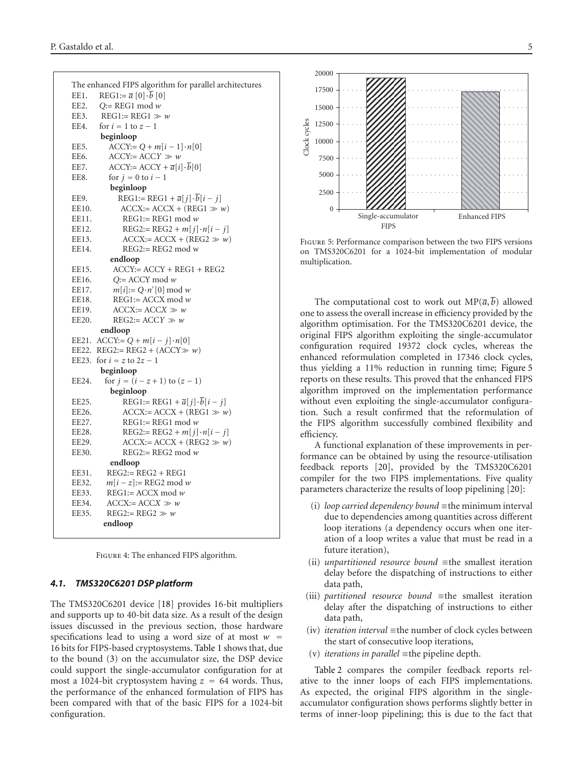The enhanced FIPS algorithm for parallel architectures

EE1. REG1:= $\overline{a}[0]\cdot\overline{b}[0]$
EE2. $Q$:= REG1 mod $w$
EE3. REG1:= REG1 $\gg w$
EE4. for $i = 1$ to $z - 1$
**beginloop**
EE5. ACCY:= $Q + m[i-1]\cdot n[0]$
EE6. ACCY:= ACCY $\gg w$
EE7. ACCY:= ACCY + $\overline{a}[i]\cdot\overline{b}[0]$
EE8. for $j = 0$ to $i - 1$
**beginloop**
EE9. REG1:= REG1 + $\overline{a}[j]\cdot\overline{b}[i-j]$
EE10. ACCX:= ACCX + (REG1 $\gg w$)
EE11. REG1:= REG1 mod $w$
EE12. REG2:= REG2 + $m[j]\cdot n[i-j]$
EE13. ACCX:= ACCX + (REG2 $\gg w$)
EE14. REG2:= REG2 mod w
**endloop**
EE15. ACCY:= ACCY + REG1 + REG2
EE16. $Q$:= ACCY mod $w$
EE17. $m[i]$:= $Q\cdot n'[0]$ mod $w$
EE18. REG1:= ACCX mod $w$
EE19. ACCX:= ACCX $\gg w$
EE20. REG2:= ACCY $\gg w$
**endloop**
EE21. ACCY:= $Q + m[i-j]\cdot n[0]$
EE22. REG2:= REG2 + (ACCY$\gg w$)
EE23. for $i = z$ to $2z - 1$
**beginloop**
EE24. for $j = (i - z + 1)$ to $(z - 1)$
**beginloop**
EE25. REG1:= REG1 + $\overline{a}[j]\cdot\overline{b}[i-j]$
EE26. ACCX:= ACCX + (REG1 $\gg w$)
EE27. REG1:= REG1 mod $w$
EE28. REG2:= REG2 + $m[j]\cdot n[i-j]$
EE29. ACCX:= ACCX + (REG2 $\gg w$)
EE30. REG2:= REG2 mod $w$
**endloop**
EE31. REG2:= REG2 + REG1
EE32. $m[i-z]$:= REG2 mod $w$
EE33. REG1:= ACCX mod $w$
EE34. ACCX:= ACCX $\gg w$
EE35. REG2:= REG2 $\gg w$
**endloop**

Figure 4: The enhanced FIPS algorithm.

### *4.1. TMS320C6201 DSP platform*

The TMS320C6201 device [18] provides 16-bit multipliers and supports up to 40-bit data size. As a result of the design issues discussed in the previous section, those hardware specifications lead to using a word size of at most $w$ = 16 bits for FIPS-based cryptosystems. Table 1 shows that, due to the bound (3) on the accumulator size, the DSP device could support the single-accumulator configuration for at most a 1024-bit cryptosystem having $z$ = 64 words. Thus, the performance of the enhanced formulation of FIPS has been compared with that of the basic FIPS for a 1024-bit configuration.

Figure 5: Performance comparison between the two FIPS versions on TMS320C6201 for a 1024-bit implementation of modular multiplication.

The computational cost to work out MP($\overline{a}$, $\overline{b}$) allowed one to assess the overall increase in efficiency provided by the algorithm optimisation. For the TMS320C6201 device, the original FIPS algorithm exploiting the single-accumulator configuration required 19372 clock cycles, whereas the enhanced reformulation completed in 17346 clock cycles, thus yielding a 11% reduction in running time; Figure 5 reports on these results. This proved that the enhanced FIPS algorithm improved on the implementation performance without even exploiting the single-accumulator configuration. Such a result confirmed that the reformulation of the FIPS algorithm successfully combined flexibility and efficiency.

A functional explanation of these improvements in performance can be obtained by using the resource-utilisation feedback reports [20], provided by the TMS320C6201 compiler for the two FIPS implementations. Five quality parameters characterize the results of loop pipelining [20]:

(i) *loop carried dependency bound* ≡the minimum interval due to dependencies among quantities across different loop iterations (a dependency occurs when one iteration of a loop writes a value that must be read in a future iteration),

(ii) *unpartitioned resource bound* ≡the smallest iteration delay before the dispatching of instructions to either data path,

(iii) *partitioned resource bound* ≡the smallest iteration delay after the dispatching of instructions to either data path,

(iv) *iteration interval* ≡the number of clock cycles between the start of consecutive loop iterations,

(v) *iterations in parallel* ≡the pipeline depth.

Table 2 compares the compiler feedback reports relative to the inner loops of each FIPS implementations. As expected, the original FIPS algorithm in the single-accumulator configuration shows performs slightly better in terms of inner-loop pipelining; this is due to the fact that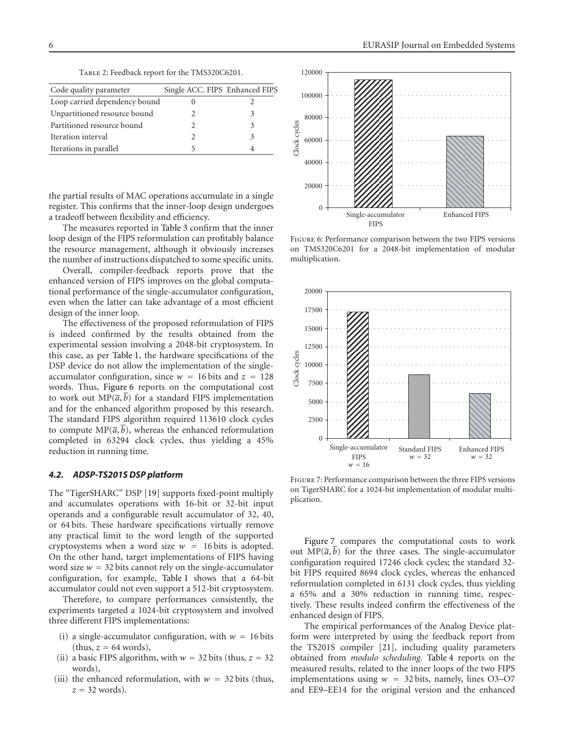Table 2: Feedback report for the TMS320C6201.

| Code quality parameter | Single ACC. FIPS | Enhanced FIPS |
|---|---|---|
| Loop carried dependency bound | 0 | 2 |
| Unpartitioned resource bound | 2 | 3 |
| Partitioned resource bound | 2 | 3 |
| Iteration interval | 2 | 3 |
| Iterations in parallel | 5 | 4 |

the partial results of MAC operations accumulate in a single register. This confirms that the inner-loop design undergoes a tradeoff between flexibility and efficiency.

The measures reported in Table 3 confirm that the inner loop design of the FIPS reformulation can profitably balance the resource management, although it obviously increases the number of instructions dispatched to some specific units.

Overall, compiler-feedback reports prove that the enhanced version of FIPS improves on the global computational performance of the single-accumulator configuration, even when the latter can take advantage of a most efficient design of the inner loop.

The effectiveness of the proposed reformulation of FIPS is indeed confirmed by the results obtained from the experimental session involving a 2048-bit cryptosystem. In this case, as per Table 1, the hardware specifications of the DSP device do not allow the implementation of the single-accumulator configuration, since $w = 16$ bits and $z = 128$ words. Thus, Figure 6 reports on the computational cost to work out $\mathrm{MP}(\overline{a}, \overline{b})$ for a standard FIPS implementation and for the enhanced algorithm proposed by this research. The standard FIPS algorithm required 113610 clock cycles to compute $\mathrm{MP}(\overline{a}, \overline{b})$, whereas the enhanced reformulation completed in 63294 clock cycles, thus yielding a 45% reduction in running time.

Figure 6: Performance comparison between the two FIPS versions on TMS320C6201 for a 2048-bit implementation of modular multiplication.

### 4.2. ADSP-TS201S DSP platform

The "TigerSHARC" DSP [19] supports fixed-point multiply and accumulates operations with 16-bit or 32-bit input operands and a configurable result accumulator of 32, 40, or 64 bits. These hardware specifications virtually remove any practical limit to the word length of the supported cryptosystems when a word size $w = 16$ bits is adopted. On the other hand, target implementations of FIPS having word size $w = 32$ bits cannot rely on the single-accumulator configuration, for example, Table 1 shows that a 64-bit accumulator could not even support a 512-bit cryptosystem.

Therefore, to compare performances consistently, the experiments targeted a 1024-bit cryptosystem and involved three different FIPS implementations:

(i) a single-accumulator configuration, with $w = 16$ bits (thus, $z = 64$ words),
(ii) a basic FIPS algorithm, with $w = 32$ bits (thus, $z = 32$ words),
(iii) the enhanced reformulation, with $w = 32$ bits (thus, $z = 32$ words).

Figure 7: Performance comparison between the three FIPS versions on TigerSHARC for a 1024-bit implementation of modular multiplication.

Figure 7 compares the computational costs to work out $\mathrm{MP}(\overline{a}, \overline{b})$ for the three cases. The single-accumulator configuration required 17246 clock cycles; the standard 32-bit FIPS required 8694 clock cycles, whereas the enhanced reformulation completed in 6131 clock cycles, thus yielding a 65% and a 30% reduction in running time, respectively. These results indeed confirm the effectiveness of the enhanced design of FIPS.

The empirical performances of the Analog Device platform were interpreted by using the feedback report from the TS201S compiler [21], including quality parameters obtained from *modulo scheduling*. Table 4 reports on the measured results, related to the inner loops of the two FIPS implementations using $w = 32$ bits, namely, lines O3–O7 and EE9–EE14 for the original version and the enhanced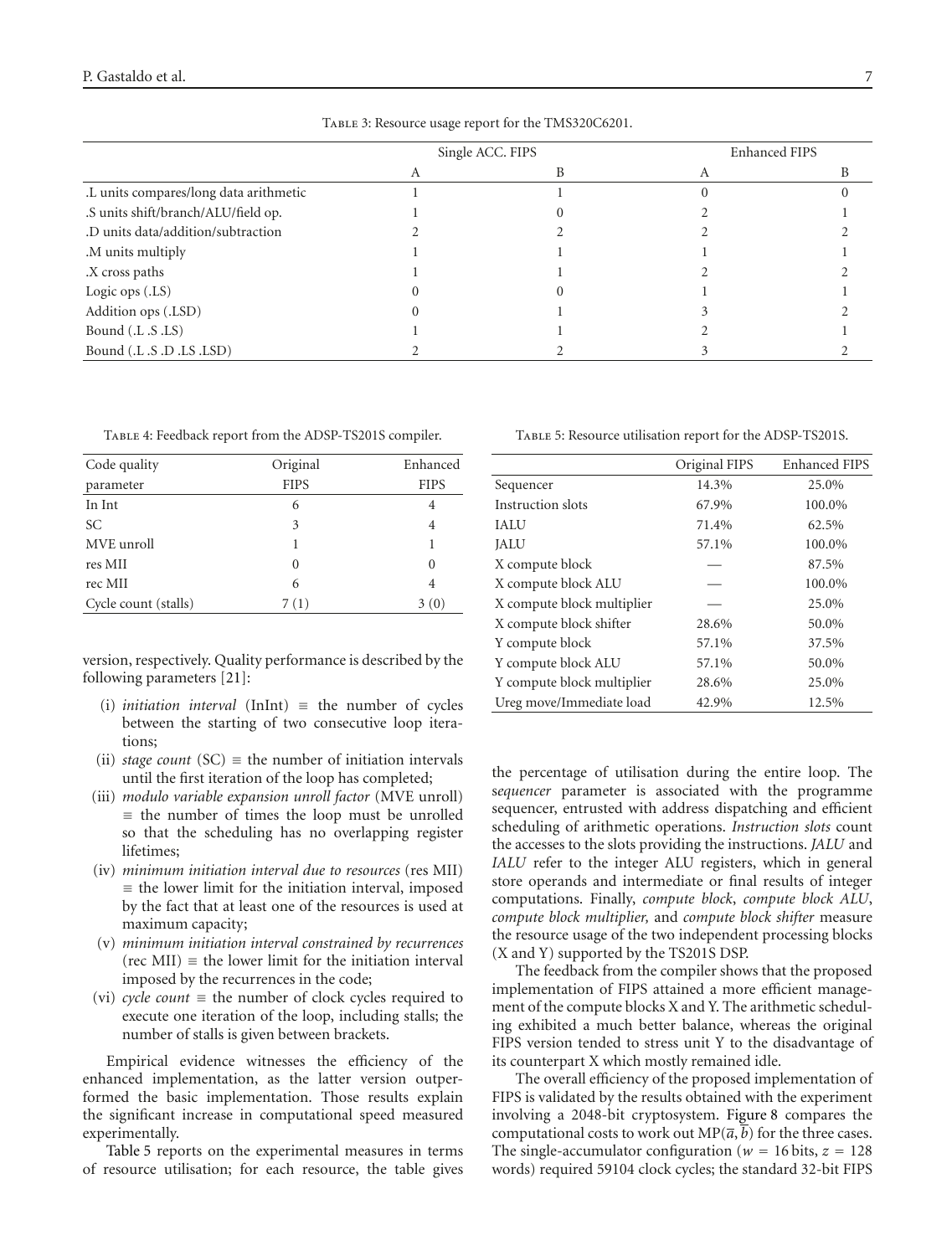Table 3: Resource usage report for the TMS320C6201.

| | Single ACC. FIPS | | Enhanced FIPS | |
|---|---|---|---|---|
| | A | B | A | B |
| .L units compares/long data arithmetic | 1 | 1 | 0 | 0 |
| .S units shift/branch/ALU/field op. | 1 | 0 | 2 | 1 |
| .D units data/addition/subtraction | 2 | 2 | 2 | 2 |
| .M units multiply | 1 | 1 | 1 | 1 |
| .X cross paths | 1 | 1 | 2 | 2 |
| Logic ops (.LS) | 0 | 0 | 1 | 1 |
| Addition ops (.LSD) | 0 | 1 | 3 | 2 |
| Bound (.L .S .LS) | 1 | 1 | 2 | 1 |
| Bound (.L .S .D .LS .LSD) | 2 | 2 | 3 | 2 |

Table 4: Feedback report from the ADSP-TS201S compiler.

| Code quality parameter | Original FIPS | Enhanced FIPS |
|---|---|---|
| In Int | 6 | 4 |
| SC | 3 | 4 |
| MVE unroll | 1 | 1 |
| res MII | 0 | 0 |
| rec MII | 6 | 4 |
| Cycle count (stalls) | 7 (1) | 3 (0) |

version, respectively. Quality performance is described by the following parameters [21]:

(i) *initiation interval* (InInt) ≡ the number of cycles between the starting of two consecutive loop iterations;

(ii) *stage count* (SC) ≡ the number of initiation intervals until the first iteration of the loop has completed;

(iii) *modulo variable expansion unroll factor* (MVE unroll) ≡ the number of times the loop must be unrolled so that the scheduling has no overlapping register lifetimes;

(iv) *minimum initiation interval due to resources* (res MII) ≡ the lower limit for the initiation interval, imposed by the fact that at least one of the resources is used at maximum capacity;

(v) *minimum initiation interval constrained by recurrences* (rec MII) ≡ the lower limit for the initiation interval imposed by the recurrences in the code;

(vi) *cycle count* ≡ the number of clock cycles required to execute one iteration of the loop, including stalls; the number of stalls is given between brackets.

Empirical evidence witnesses the efficiency of the enhanced implementation, as the latter version outperformed the basic implementation. Those results explain the significant increase in computational speed measured experimentally.

Table 5 reports on the experimental measures in terms of resource utilisation; for each resource, the table gives the percentage of utilisation during the entire loop. The s*equencer* parameter is associated with the programme sequencer, entrusted with address dispatching and efficient scheduling of arithmetic operations. *Instruction slots* count the accesses to the slots providing the instructions. *JALU* and *IALU* refer to the integer ALU registers, which in general store operands and intermediate or final results of integer computations. Finally, *compute block*, *compute block ALU*, *compute block multiplier,* and *compute block shifter* measure the resource usage of the two independent processing blocks (X and Y) supported by the TS201S DSP.

Table 5: Resource utilisation report for the ADSP-TS201S.

| | Original FIPS | Enhanced FIPS |
|---|---|---|
| Sequencer | 14.3% | 25.0% |
| Instruction slots | 67.9% | 100.0% |
| IALU | 71.4% | 62.5% |
| JALU | 57.1% | 100.0% |
| X compute block | — | 87.5% |
| X compute block ALU | — | 100.0% |
| X compute block multiplier | — | 25.0% |
| X compute block shifter | 28.6% | 50.0% |
| Y compute block | 57.1% | 37.5% |
| Y compute block ALU | 57.1% | 50.0% |
| Y compute block multiplier | 28.6% | 25.0% |
| Ureg move/Immediate load | 42.9% | 12.5% |

The feedback from the compiler shows that the proposed implementation of FIPS attained a more efficient management of the compute blocks X and Y. The arithmetic scheduling exhibited a much better balance, whereas the original FIPS version tended to stress unit Y to the disadvantage of its counterpart X which mostly remained idle.

The overall efficiency of the proposed implementation of FIPS is validated by the results obtained with the experiment involving a 2048-bit cryptosystem. Figure 8 compares the computational costs to work out $\mathrm{MP}(\overline{a}, \overline{b})$ for the three cases. The single-accumulator configuration ($w = 16$ bits, $z = 128$ words) required 59104 clock cycles; the standard 32-bit FIPS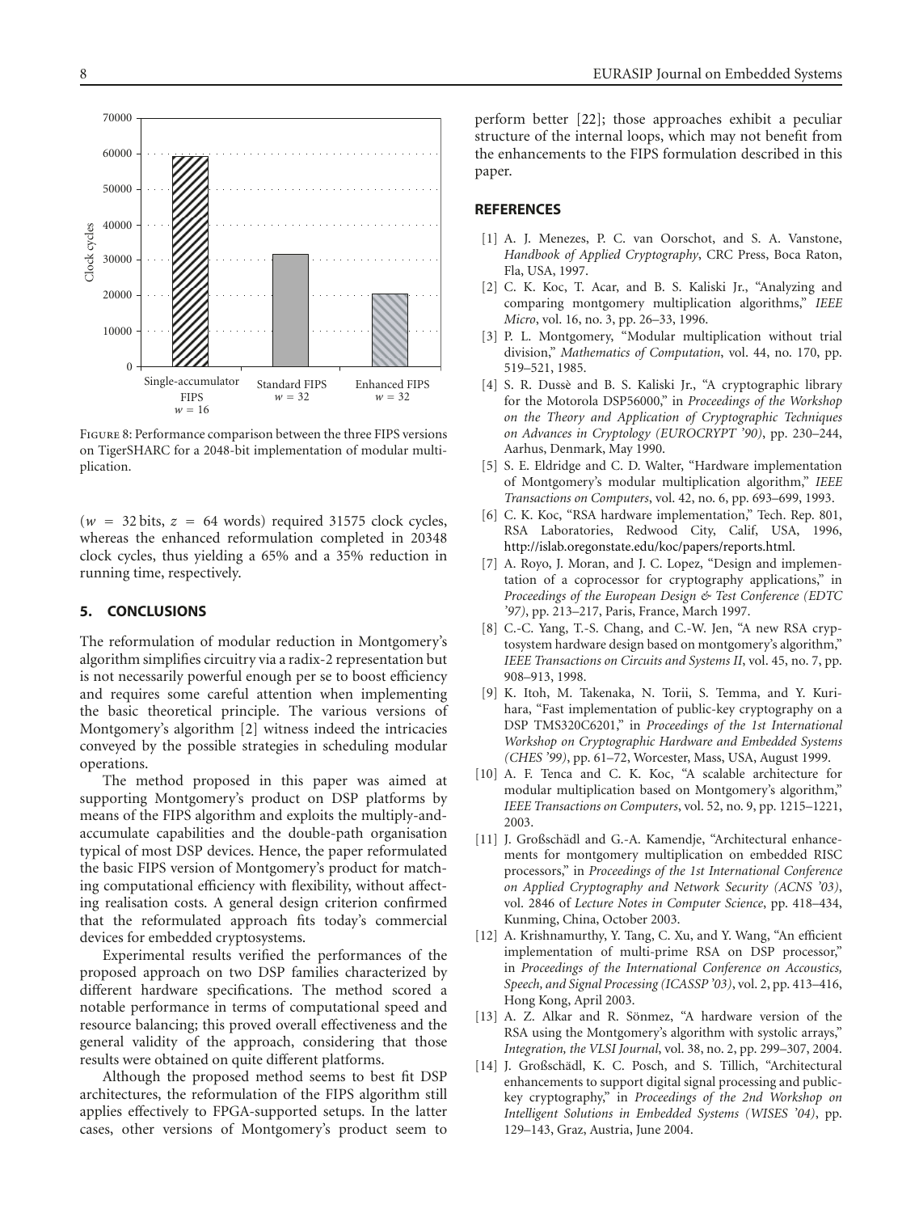Figure 8: Performance comparison between the three FIPS versions on TigerSHARC for a 2048-bit implementation of modular multiplication.

($w = 32$ bits, $z = 64$ words) required 31575 clock cycles, whereas the enhanced reformulation completed in 20348 clock cycles, thus yielding a 65% and a 35% reduction in running time, respectively.

## 5. CONCLUSIONS

The reformulation of modular reduction in Montgomery's algorithm simplifies circuitry via a radix-2 representation but is not necessarily powerful enough per se to boost efficiency and requires some careful attention when implementing the basic theoretical principle. The various versions of Montgomery's algorithm [2] witness indeed the intricacies conveyed by the possible strategies in scheduling modular operations.

The method proposed in this paper was aimed at supporting Montgomery's product on DSP platforms by means of the FIPS algorithm and exploits the multiply-and-accumulate capabilities and the double-path organisation typical of most DSP devices. Hence, the paper reformulated the basic FIPS version of Montgomery's product for matching computational efficiency with flexibility, without affecting realisation costs. A general design criterion confirmed that the reformulated approach fits today's commercial devices for embedded cryptosystems.

Experimental results verified the performances of the proposed approach on two DSP families characterized by different hardware specifications. The method scored a notable performance in terms of computational speed and resource balancing; this proved overall effectiveness and the general validity of the approach, considering that those results were obtained on quite different platforms.

Although the proposed method seems to best fit DSP architectures, the reformulation of the FIPS algorithm still applies effectively to FPGA-supported setups. In the latter cases, other versions of Montgomery's product seem to perform better [22]; those approaches exhibit a peculiar structure of the internal loops, which may not benefit from the enhancements to the FIPS formulation described in this paper.

## REFERENCES

[1] A. J. Menezes, P. C. van Oorschot, and S. A. Vanstone, *Handbook of Applied Cryptography*, CRC Press, Boca Raton, Fla, USA, 1997.

[2] C. K. Koc, T. Acar, and B. S. Kaliski Jr., "Analyzing and comparing montgomery multiplication algorithms," *IEEE Micro*, vol. 16, no. 3, pp. 26–33, 1996.

[3] P. L. Montgomery, "Modular multiplication without trial division," *Mathematics of Computation*, vol. 44, no. 170, pp. 519–521, 1985.

[4] S. R. Dussè and B. S. Kaliski Jr., "A cryptographic library for the Motorola DSP56000," in *Proceedings of the Workshop on the Theory and Application of Cryptographic Techniques on Advances in Cryptology (EUROCRYPT '90)*, pp. 230–244, Aarhus, Denmark, May 1990.

[5] S. E. Eldridge and C. D. Walter, "Hardware implementation of Montgomery's modular multiplication algorithm," *IEEE Transactions on Computers*, vol. 42, no. 6, pp. 693–699, 1993.

[6] C. K. Koc, "RSA hardware implementation," Tech. Rep. 801, RSA Laboratories, Redwood City, Calif, USA, 1996, http://islab.oregonstate.edu/koc/papers/reports.html.

[7] A. Royo, J. Moran, and J. C. Lopez, "Design and implementation of a coprocessor for cryptography applications," in *Proceedings of the European Design & Test Conference (EDTC '97)*, pp. 213–217, Paris, France, March 1997.

[8] C.-C. Yang, T.-S. Chang, and C.-W. Jen, "A new RSA cryptosystem hardware design based on montgomery's algorithm," *IEEE Transactions on Circuits and Systems II*, vol. 45, no. 7, pp. 908–913, 1998.

[9] K. Itoh, M. Takenaka, N. Torii, S. Temma, and Y. Kurihara, "Fast implementation of public-key cryptography on a DSP TMS320C6201," in *Proceedings of the 1st International Workshop on Cryptographic Hardware and Embedded Systems (CHES '99)*, pp. 61–72, Worcester, Mass, USA, August 1999.

[10] A. F. Tenca and C. K. Koc, "A scalable architecture for modular multiplication based on Montgomery's algorithm," *IEEE Transactions on Computers*, vol. 52, no. 9, pp. 1215–1221, 2003.

[11] J. Großschädl and G.-A. Kamendje, "Architectural enhancements for montgomery multiplication on embedded RISC processors," in *Proceedings of the 1st International Conference on Applied Cryptography and Network Security (ACNS '03)*, vol. 2846 of *Lecture Notes in Computer Science*, pp. 418–434, Kunming, China, October 2003.

[12] A. Krishnamurthy, Y. Tang, C. Xu, and Y. Wang, "An efficient implementation of multi-prime RSA on DSP processor," in *Proceedings of the International Conference on Accoustics, Speech, and Signal Processing (ICASSP '03)*, vol. 2, pp. 413–416, Hong Kong, April 2003.

[13] A. Z. Alkar and R. Sönmez, "A hardware version of the RSA using the Montgomery's algorithm with systolic arrays," *Integration, the VLSI Journal*, vol. 38, no. 2, pp. 299–307, 2004.

[14] J. Großschädl, K. C. Posch, and S. Tillich, "Architectural enhancements to support digital signal processing and public-key cryptography," in *Proceedings of the 2nd Workshop on Intelligent Solutions in Embedded Systems (WISES '04)*, pp. 129–143, Graz, Austria, June 2004.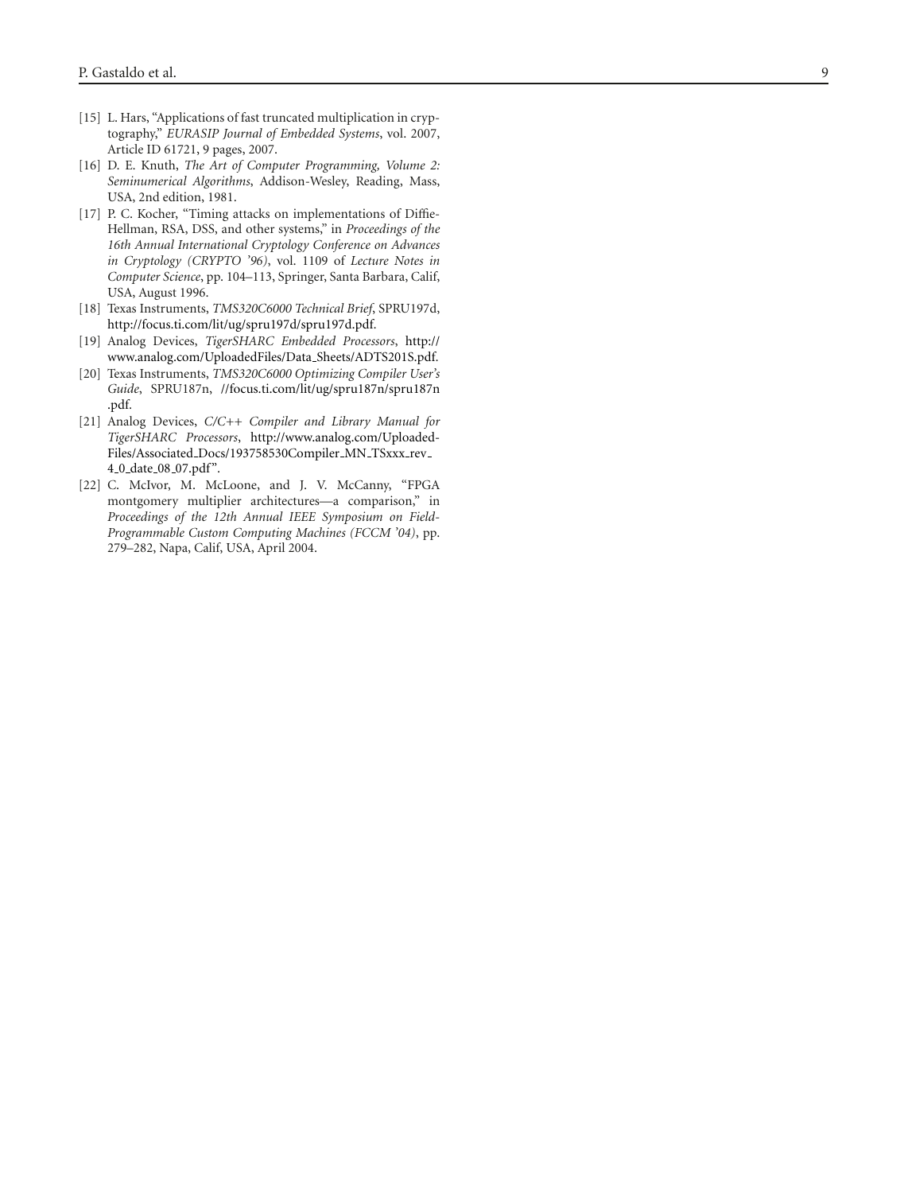[15] L. Hars, "Applications of fast truncated multiplication in cryptography," *EURASIP Journal of Embedded Systems*, vol. 2007, Article ID 61721, 9 pages, 2007.

[16] D. E. Knuth, *The Art of Computer Programming, Volume 2: Seminumerical Algorithms*, Addison-Wesley, Reading, Mass, USA, 2nd edition, 1981.

[17] P. C. Kocher, "Timing attacks on implementations of Diffie-Hellman, RSA, DSS, and other systems," in *Proceedings of the 16th Annual International Cryptology Conference on Advances in Cryptology (CRYPTO '96)*, vol. 1109 of *Lecture Notes in Computer Science*, pp. 104–113, Springer, Santa Barbara, Calif, USA, August 1996.

[18] Texas Instruments, *TMS320C6000 Technical Brief*, SPRU197d, http://focus.ti.com/lit/ug/spru197d/spru197d.pdf.

[19] Analog Devices, *TigerSHARC Embedded Processors*, http://www.analog.com/UploadedFiles/Data_Sheets/ADTS201S.pdf.

[20] Texas Instruments, *TMS320C6000 Optimizing Compiler User's Guide*, SPRU187n, //focus.ti.com/lit/ug/spru187n/spru187n.pdf.

[21] Analog Devices, *C/C++ Compiler and Library Manual for TigerSHARC Processors*, http://www.analog.com/UploadedFiles/Associated_Docs/193758530Compiler_MN_TSxxx_rev_4_0_date_08_07.pdf".

[22] C. McIvor, M. McLoone, and J. V. McCanny, "FPGA montgomery multiplier architectures—a comparison," in *Proceedings of the 12th Annual IEEE Symposium on Field-Programmable Custom Computing Machines (FCCM '04)*, pp. 279–282, Napa, Calif, USA, April 2004.